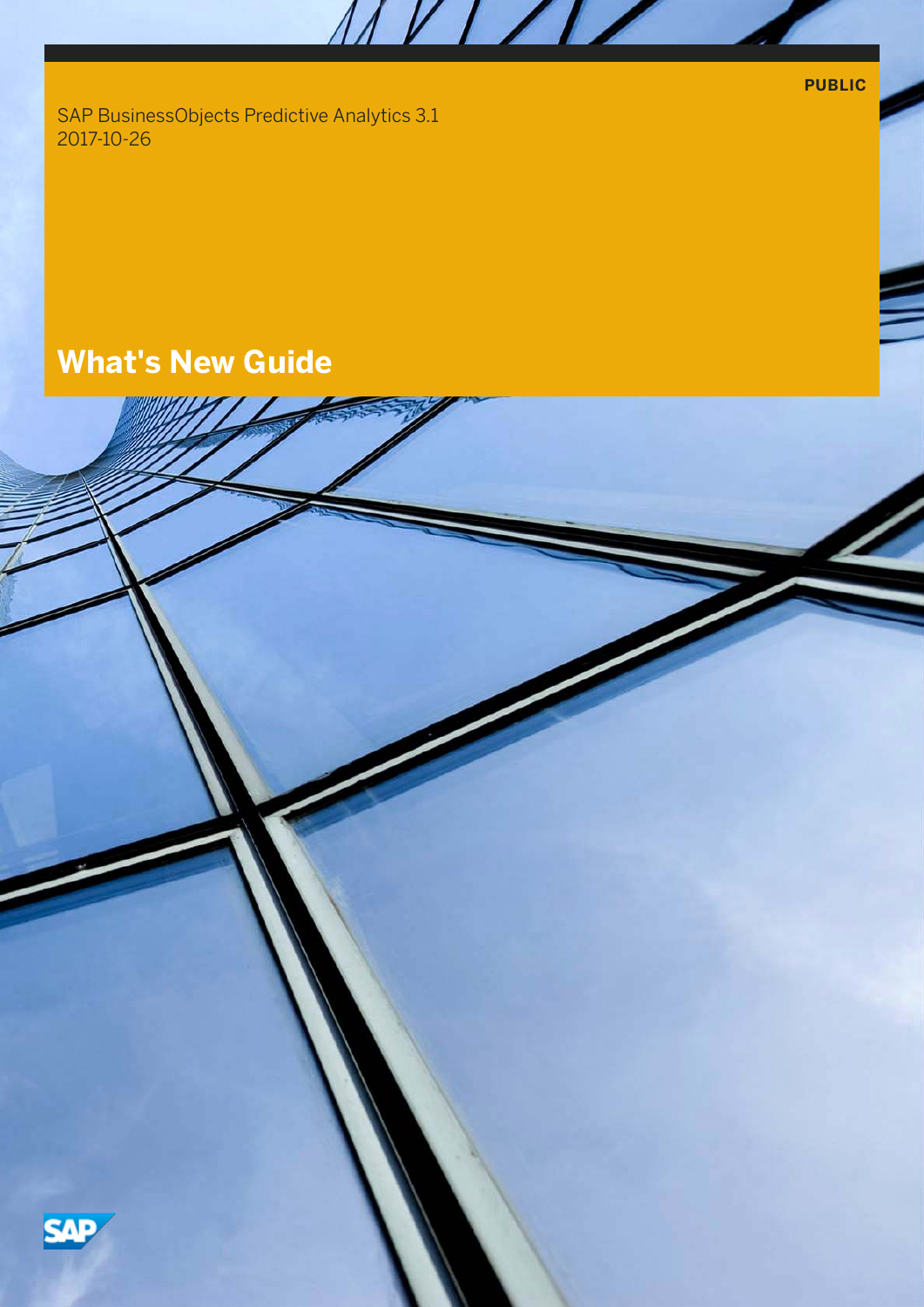PUBLIC

SAP BusinessObjects Predictive Analytics 3.1
2017-10-26

# What's New Guide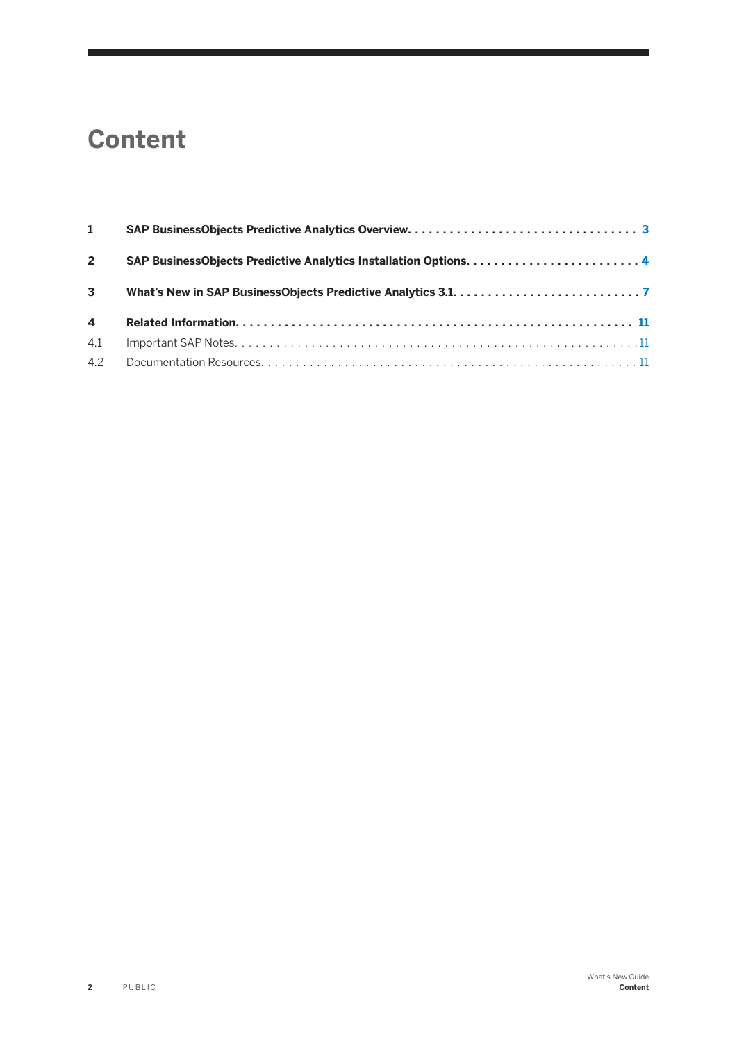# Content

**1 SAP BusinessObjects Predictive Analytics Overview. . . . . . . . . . . . . . . . . . . . . . . . . . . . . . . . . 3**

**2 SAP BusinessObjects Predictive Analytics Installation Options. . . . . . . . . . . . . . . . . . . . . . . . . 4**

**3 What's New in SAP BusinessObjects Predictive Analytics 3.1. . . . . . . . . . . . . . . . . . . . . . . . . . . 7**

**4 Related Information. . . . . . . . . . . . . . . . . . . . . . . . . . . . . . . . . . . . . . . . . . . . . . . . . . . . . . . 11**

4.1 Important SAP Notes. . . . . . . . . . . . . . . . . . . . . . . . . . . . . . . . . . . . . . . . . . . . . . . . . . . . . . . . 11

4.2 Documentation Resources. . . . . . . . . . . . . . . . . . . . . . . . . . . . . . . . . . . . . . . . . . . . . . . . . . . . 11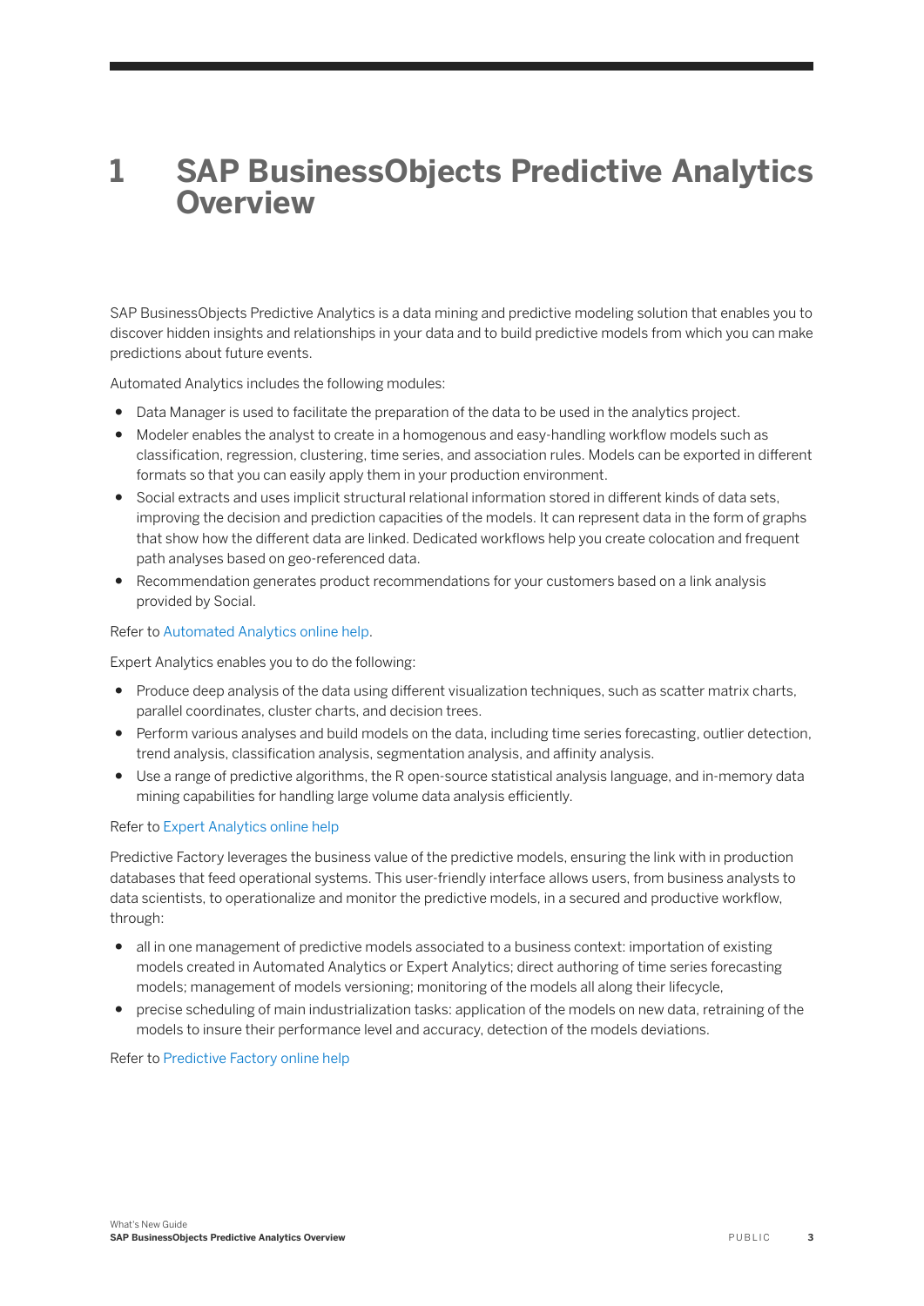# 1 SAP BusinessObjects Predictive Analytics Overview

SAP BusinessObjects Predictive Analytics is a data mining and predictive modeling solution that enables you to discover hidden insights and relationships in your data and to build predictive models from which you can make predictions about future events.

Automated Analytics includes the following modules:

- Data Manager is used to facilitate the preparation of the data to be used in the analytics project.
- Modeler enables the analyst to create in a homogenous and easy-handling workflow models such as classification, regression, clustering, time series, and association rules. Models can be exported in different formats so that you can easily apply them in your production environment.
- Social extracts and uses implicit structural relational information stored in different kinds of data sets, improving the decision and prediction capacities of the models. It can represent data in the form of graphs that show how the different data are linked. Dedicated workflows help you create colocation and frequent path analyses based on geo-referenced data.
- Recommendation generates product recommendations for your customers based on a link analysis provided by Social.

Refer to Automated Analytics online help.

Expert Analytics enables you to do the following:

- Produce deep analysis of the data using different visualization techniques, such as scatter matrix charts, parallel coordinates, cluster charts, and decision trees.
- Perform various analyses and build models on the data, including time series forecasting, outlier detection, trend analysis, classification analysis, segmentation analysis, and affinity analysis.
- Use a range of predictive algorithms, the R open-source statistical analysis language, and in-memory data mining capabilities for handling large volume data analysis efficiently.

Refer to Expert Analytics online help

Predictive Factory leverages the business value of the predictive models, ensuring the link with in production databases that feed operational systems. This user-friendly interface allows users, from business analysts to data scientists, to operationalize and monitor the predictive models, in a secured and productive workflow, through:

- all in one management of predictive models associated to a business context: importation of existing models created in Automated Analytics or Expert Analytics; direct authoring of time series forecasting models; management of models versioning; monitoring of the models all along their lifecycle,
- precise scheduling of main industrialization tasks: application of the models on new data, retraining of the models to insure their performance level and accuracy, detection of the models deviations.

Refer to Predictive Factory online help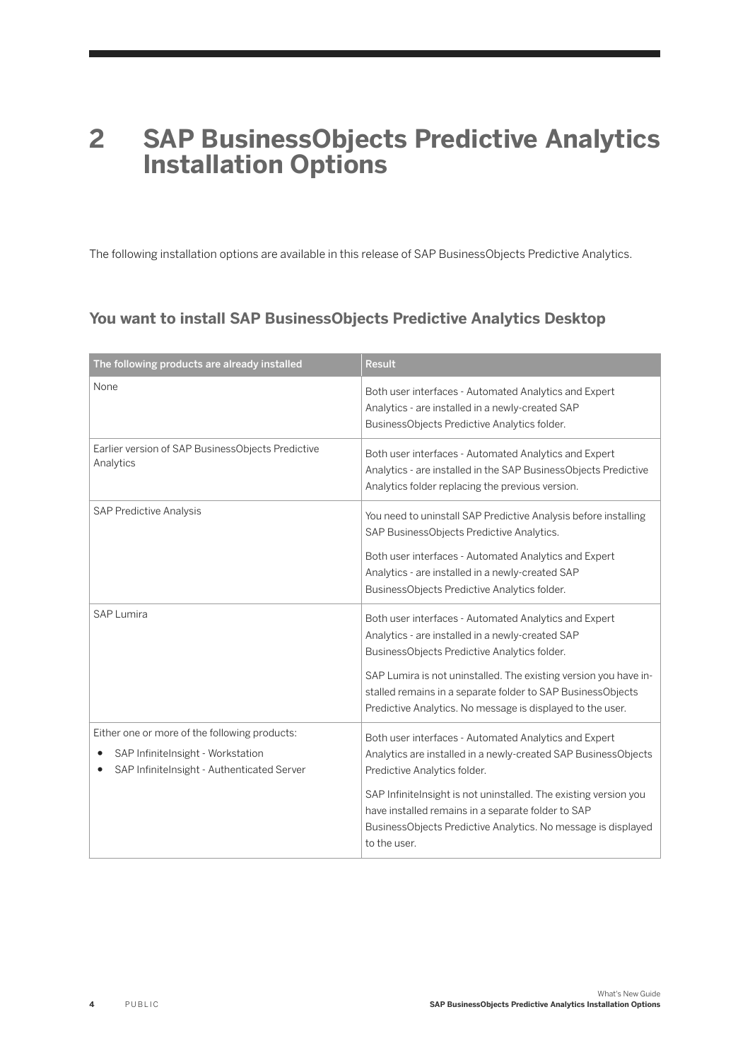# 2 SAP BusinessObjects Predictive Analytics Installation Options

The following installation options are available in this release of SAP BusinessObjects Predictive Analytics.

## You want to install SAP BusinessObjects Predictive Analytics Desktop

| The following products are already installed | Result |
|---|---|
| None | Both user interfaces - Automated Analytics and Expert Analytics - are installed in a newly-created SAP BusinessObjects Predictive Analytics folder. |
| Earlier version of SAP BusinessObjects Predictive Analytics | Both user interfaces - Automated Analytics and Expert Analytics - are installed in the SAP BusinessObjects Predictive Analytics folder replacing the previous version. |
| SAP Predictive Analysis | You need to uninstall SAP Predictive Analysis before installing SAP BusinessObjects Predictive Analytics.<br><br>Both user interfaces - Automated Analytics and Expert Analytics - are installed in a newly-created SAP BusinessObjects Predictive Analytics folder. |
| SAP Lumira | Both user interfaces - Automated Analytics and Expert Analytics - are installed in a newly-created SAP BusinessObjects Predictive Analytics folder.<br><br>SAP Lumira is not uninstalled. The existing version you have installed remains in a separate folder to SAP BusinessObjects Predictive Analytics. No message is displayed to the user. |
| Either one or more of the following products:<br>• SAP InfiniteInsight - Workstation<br>• SAP InfiniteInsight - Authenticated Server | Both user interfaces - Automated Analytics and Expert Analytics are installed in a newly-created SAP BusinessObjects Predictive Analytics folder.<br><br>SAP InfiniteInsight is not uninstalled. The existing version you have installed remains in a separate folder to SAP BusinessObjects Predictive Analytics. No message is displayed to the user. |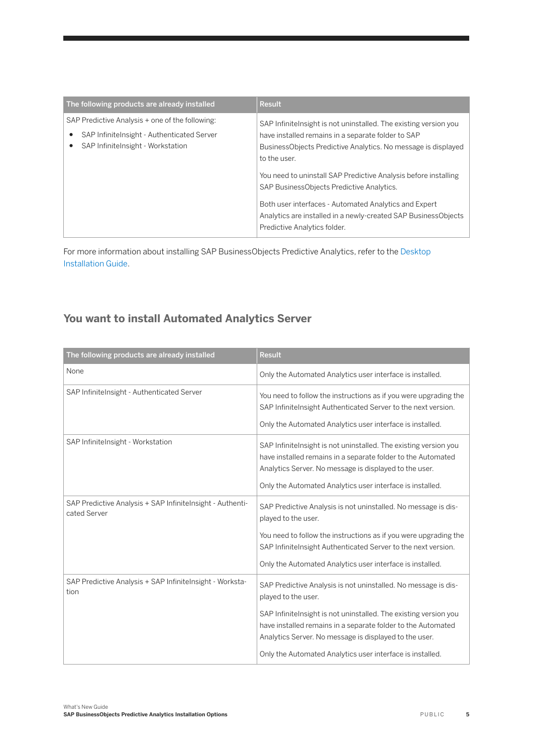| The following products are already installed | Result |
| --- | --- |
| SAP Predictive Analysis + one of the following:<br>• SAP InfiniteInsight - Authenticated Server<br>• SAP InfiniteInsight - Workstation | SAP InfiniteInsight is not uninstalled. The existing version you have installed remains in a separate folder to SAP BusinessObjects Predictive Analytics. No message is displayed to the user.<br><br>You need to uninstall SAP Predictive Analysis before installing SAP BusinessObjects Predictive Analytics.<br><br>Both user interfaces - Automated Analytics and Expert Analytics are installed in a newly-created SAP BusinessObjects Predictive Analytics folder. |

For more information about installing SAP BusinessObjects Predictive Analytics, refer to the Desktop Installation Guide.

## You want to install Automated Analytics Server

| The following products are already installed | Result |
| --- | --- |
| None | Only the Automated Analytics user interface is installed. |
| SAP InfiniteInsight - Authenticated Server | You need to follow the instructions as if you were upgrading the SAP InfiniteInsight Authenticated Server to the next version.<br><br>Only the Automated Analytics user interface is installed. |
| SAP InfiniteInsight - Workstation | SAP InfiniteInsight is not uninstalled. The existing version you have installed remains in a separate folder to the Automated Analytics Server. No message is displayed to the user.<br><br>Only the Automated Analytics user interface is installed. |
| SAP Predictive Analysis + SAP InfiniteInsight - Authenticated Server | SAP Predictive Analysis is not uninstalled. No message is displayed to the user.<br><br>You need to follow the instructions as if you were upgrading the SAP InfiniteInsight Authenticated Server to the next version.<br><br>Only the Automated Analytics user interface is installed. |
| SAP Predictive Analysis + SAP InfiniteInsight - Workstation | SAP Predictive Analysis is not uninstalled. No message is displayed to the user.<br><br>SAP InfiniteInsight is not uninstalled. The existing version you have installed remains in a separate folder to the Automated Analytics Server. No message is displayed to the user.<br><br>Only the Automated Analytics user interface is installed. |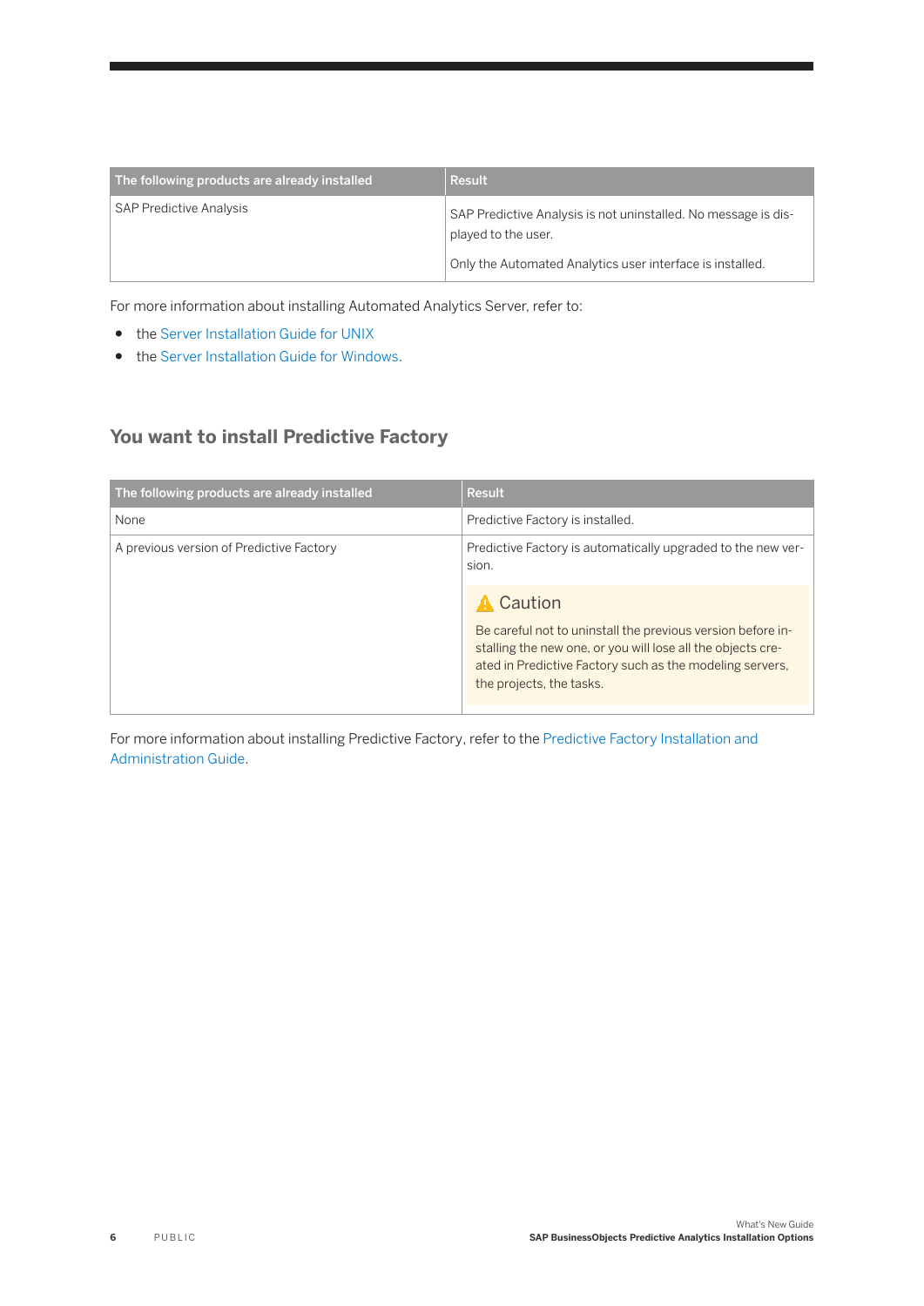| The following products are already installed | Result |
| --- | --- |
| SAP Predictive Analysis | SAP Predictive Analysis is not uninstalled. No message is displayed to the user.<br><br>Only the Automated Analytics user interface is installed. |

For more information about installing Automated Analytics Server, refer to:

- the Server Installation Guide for UNIX
- the Server Installation Guide for Windows.

## You want to install Predictive Factory

| The following products are already installed | Result |
| --- | --- |
| None | Predictive Factory is installed. |
| A previous version of Predictive Factory | Predictive Factory is automatically upgraded to the new version.<br><br>**Caution**<br><br>Be careful not to uninstall the previous version before installing the new one, or you will lose all the objects created in Predictive Factory such as the modeling servers, the projects, the tasks. |

For more information about installing Predictive Factory, refer to the Predictive Factory Installation and Administration Guide.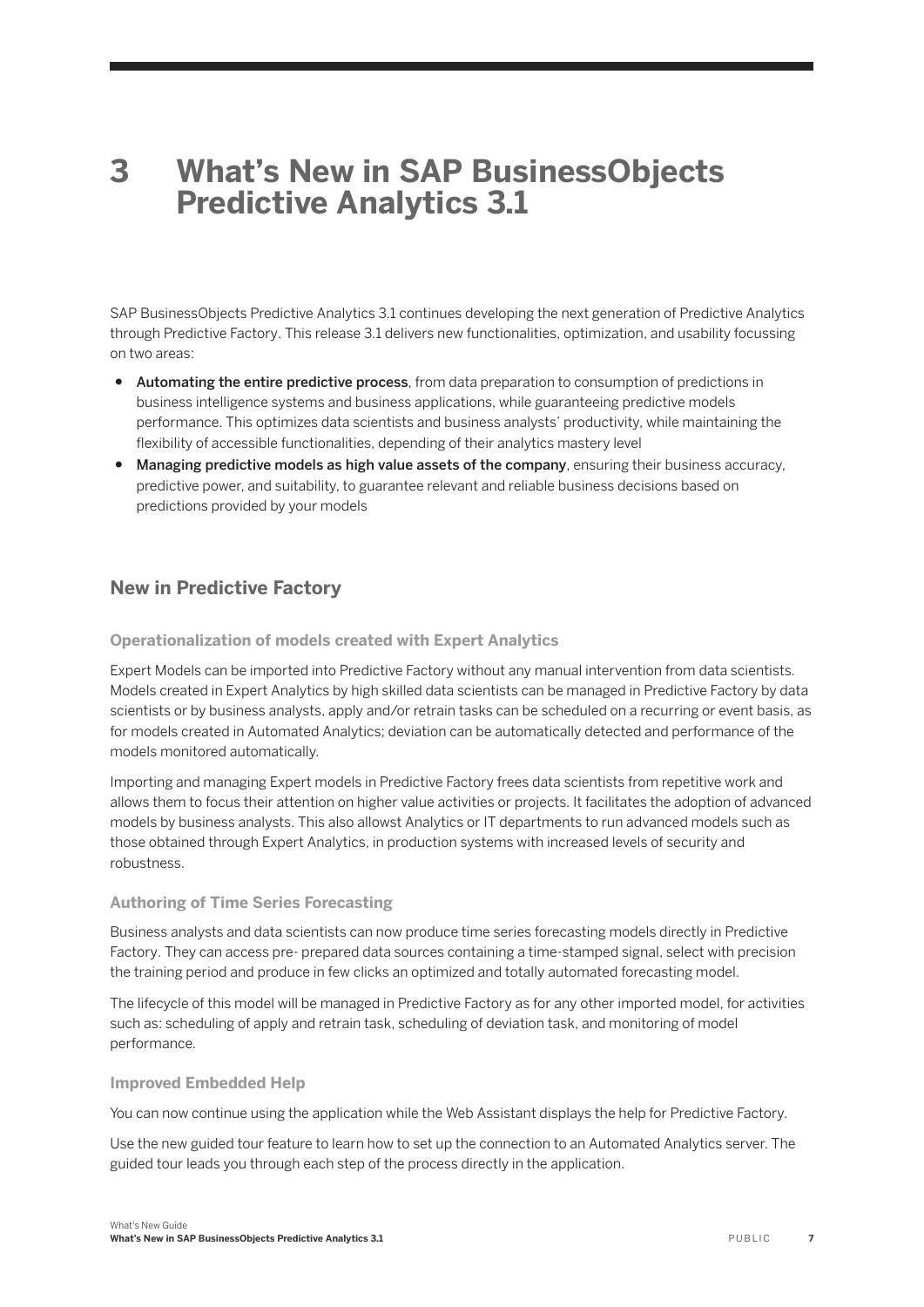# 3 What's New in SAP BusinessObjects Predictive Analytics 3.1

SAP BusinessObjects Predictive Analytics 3.1 continues developing the next generation of Predictive Analytics through Predictive Factory. This release 3.1 delivers new functionalities, optimization, and usability focussing on two areas:

- **Automating the entire predictive process**, from data preparation to consumption of predictions in business intelligence systems and business applications, while guaranteeing predictive models performance. This optimizes data scientists and business analysts' productivity, while maintaining the flexibility of accessible functionalities, depending of their analytics mastery level
- **Managing predictive models as high value assets of the company**, ensuring their business accuracy, predictive power, and suitability, to guarantee relevant and reliable business decisions based on predictions provided by your models

## New in Predictive Factory

### Operationalization of models created with Expert Analytics

Expert Models can be imported into Predictive Factory without any manual intervention from data scientists. Models created in Expert Analytics by high skilled data scientists can be managed in Predictive Factory by data scientists or by business analysts, apply and/or retrain tasks can be scheduled on a recurring or event basis, as for models created in Automated Analytics; deviation can be automatically detected and performance of the models monitored automatically.

Importing and managing Expert models in Predictive Factory frees data scientists from repetitive work and allows them to focus their attention on higher value activities or projects. It facilitates the adoption of advanced models by business analysts. This also allowst Analytics or IT departments to run advanced models such as those obtained through Expert Analytics, in production systems with increased levels of security and robustness.

### Authoring of Time Series Forecasting

Business analysts and data scientists can now produce time series forecasting models directly in Predictive Factory. They can access pre- prepared data sources containing a time-stamped signal, select with precision the training period and produce in few clicks an optimized and totally automated forecasting model.

The lifecycle of this model will be managed in Predictive Factory as for any other imported model, for activities such as: scheduling of apply and retrain task, scheduling of deviation task, and monitoring of model performance.

### Improved Embedded Help

You can now continue using the application while the Web Assistant displays the help for Predictive Factory.

Use the new guided tour feature to learn how to set up the connection to an Automated Analytics server. The guided tour leads you through each step of the process directly in the application.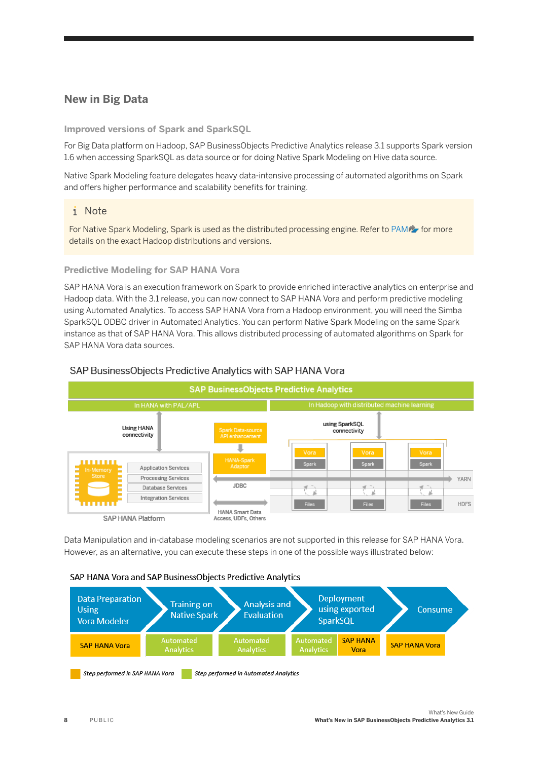## New in Big Data

### Improved versions of Spark and SparkSQL

For Big Data platform on Hadoop, SAP BusinessObjects Predictive Analytics release 3.1 supports Spark version 1.6 when accessing SparkSQL as data source or for doing Native Spark Modeling on Hive data source.

Native Spark Modeling feature delegates heavy data-intensive processing of automated algorithms on Spark and offers higher performance and scalability benefits for training.

> **Note**
>
> For Native Spark Modeling, Spark is used as the distributed processing engine. Refer to PAM for more details on the exact Hadoop distributions and versions.

### Predictive Modeling for SAP HANA Vora

SAP HANA Vora is an execution framework on Spark to provide enriched interactive analytics on enterprise and Hadoop data. With the 3.1 release, you can now connect to SAP HANA Vora and perform predictive modeling using Automated Analytics. To access SAP HANA Vora from a Hadoop environment, you will need the Simba SparkSQL ODBC driver in Automated Analytics. You can perform Native Spark Modeling on the same Spark instance as that of SAP HANA Vora. This allows distributed processing of automated algorithms on Spark for SAP HANA Vora data sources.

SAP BusinessObjects Predictive Analytics with SAP HANA Vora

Data Manipulation and in-database modeling scenarios are not supported in this release for SAP HANA Vora. However, as an alternative, you can execute these steps in one of the possible ways illustrated below:

SAP HANA Vora and SAP BusinessObjects Predictive Analytics

| Data Preparation Using Vora Modeler | Training on Native Spark | Analysis and Evaluation | Deployment using exported SparkSQL | Consume |
|---|---|---|---|---|
| SAP HANA Vora | Automated Analytics | Automated Analytics | Automated Analytics / SAP HANA Vora | SAP HANA Vora |

*Step performed in SAP HANA Vora* &nbsp;&nbsp; *Step performed in Automated Analytics*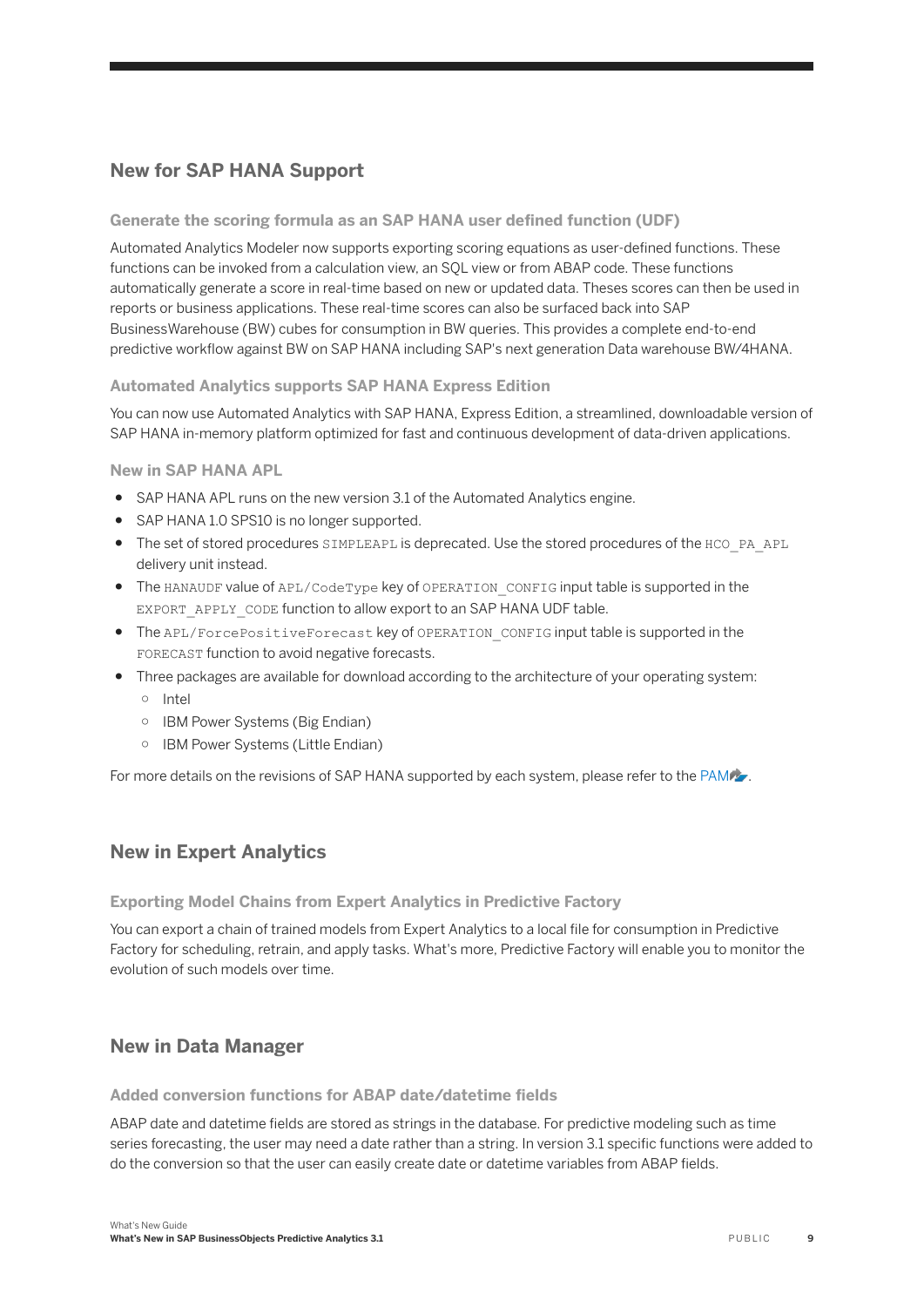## New for SAP HANA Support

### Generate the scoring formula as an SAP HANA user defined function (UDF)

Automated Analytics Modeler now supports exporting scoring equations as user-defined functions. These functions can be invoked from a calculation view, an SQL view or from ABAP code. These functions automatically generate a score in real-time based on new or updated data. Theses scores can then be used in reports or business applications. These real-time scores can also be surfaced back into SAP BusinessWarehouse (BW) cubes for consumption in BW queries. This provides a complete end-to-end predictive workflow against BW on SAP HANA including SAP's next generation Data warehouse BW/4HANA.

### Automated Analytics supports SAP HANA Express Edition

You can now use Automated Analytics with SAP HANA, Express Edition, a streamlined, downloadable version of SAP HANA in-memory platform optimized for fast and continuous development of data-driven applications.

### New in SAP HANA APL

- SAP HANA APL runs on the new version 3.1 of the Automated Analytics engine.
- SAP HANA 1.0 SPS10 is no longer supported.
- The set of stored procedures `SIMPLEAPL` is deprecated. Use the stored procedures of the `HCO_PA_APL` delivery unit instead.
- The `HANAUDF` value of `APL/CodeType` key of `OPERATION_CONFIG` input table is supported in the `EXPORT_APPLY_CODE` function to allow export to an SAP HANA UDF table.
- The `APL/ForcePositiveForecast` key of `OPERATION_CONFIG` input table is supported in the `FORECAST` function to avoid negative forecasts.
- Three packages are available for download according to the architecture of your operating system:
  - Intel
  - IBM Power Systems (Big Endian)
  - IBM Power Systems (Little Endian)

For more details on the revisions of SAP HANA supported by each system, please refer to the PAM.

## New in Expert Analytics

### Exporting Model Chains from Expert Analytics in Predictive Factory

You can export a chain of trained models from Expert Analytics to a local file for consumption in Predictive Factory for scheduling, retrain, and apply tasks. What's more, Predictive Factory will enable you to monitor the evolution of such models over time.

## New in Data Manager

### Added conversion functions for ABAP date/datetime fields

ABAP date and datetime fields are stored as strings in the database. For predictive modeling such as time series forecasting, the user may need a date rather than a string. In version 3.1 specific functions were added to do the conversion so that the user can easily create date or datetime variables from ABAP fields.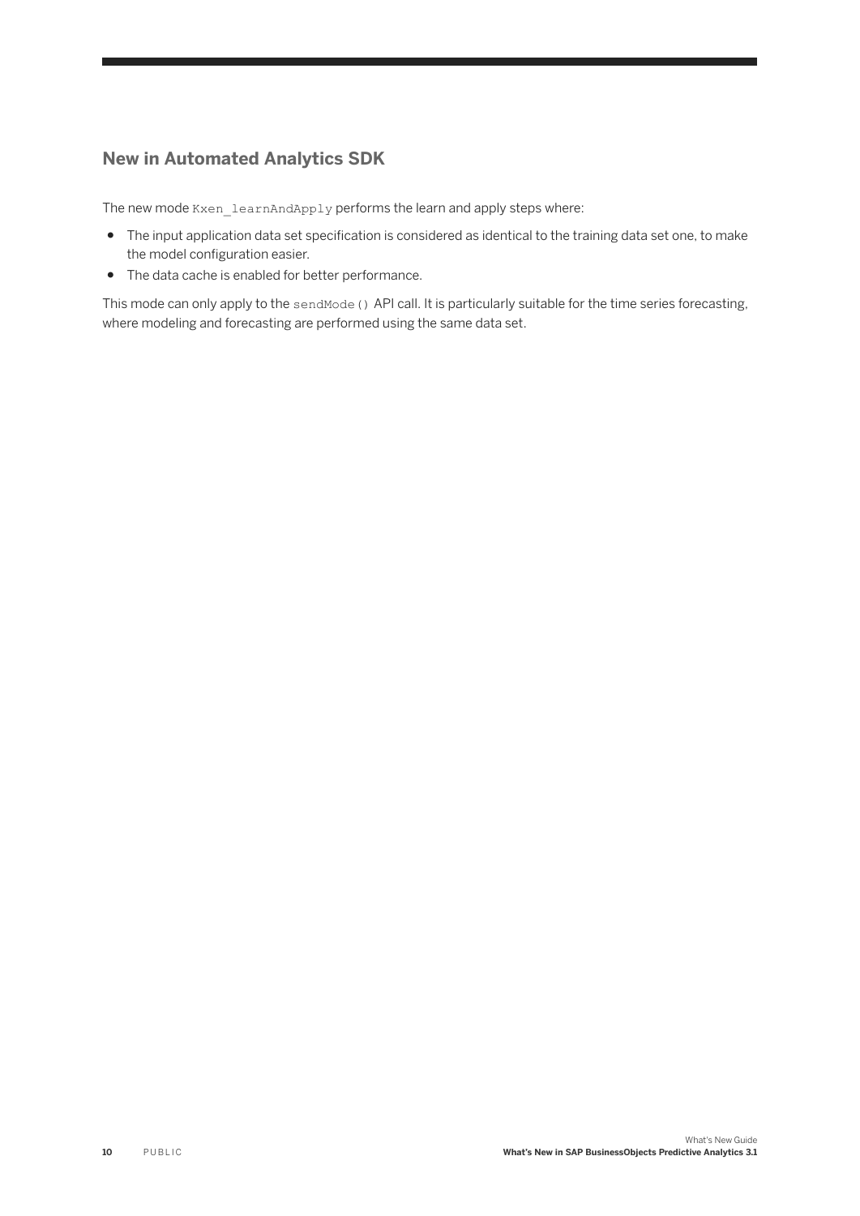## New in Automated Analytics SDK

The new mode `Kxen_learnAndApply` performs the learn and apply steps where:

- The input application data set specification is considered as identical to the training data set one, to make the model configuration easier.
- The data cache is enabled for better performance.

This mode can only apply to the `sendMode()` API call. It is particularly suitable for the time series forecasting, where modeling and forecasting are performed using the same data set.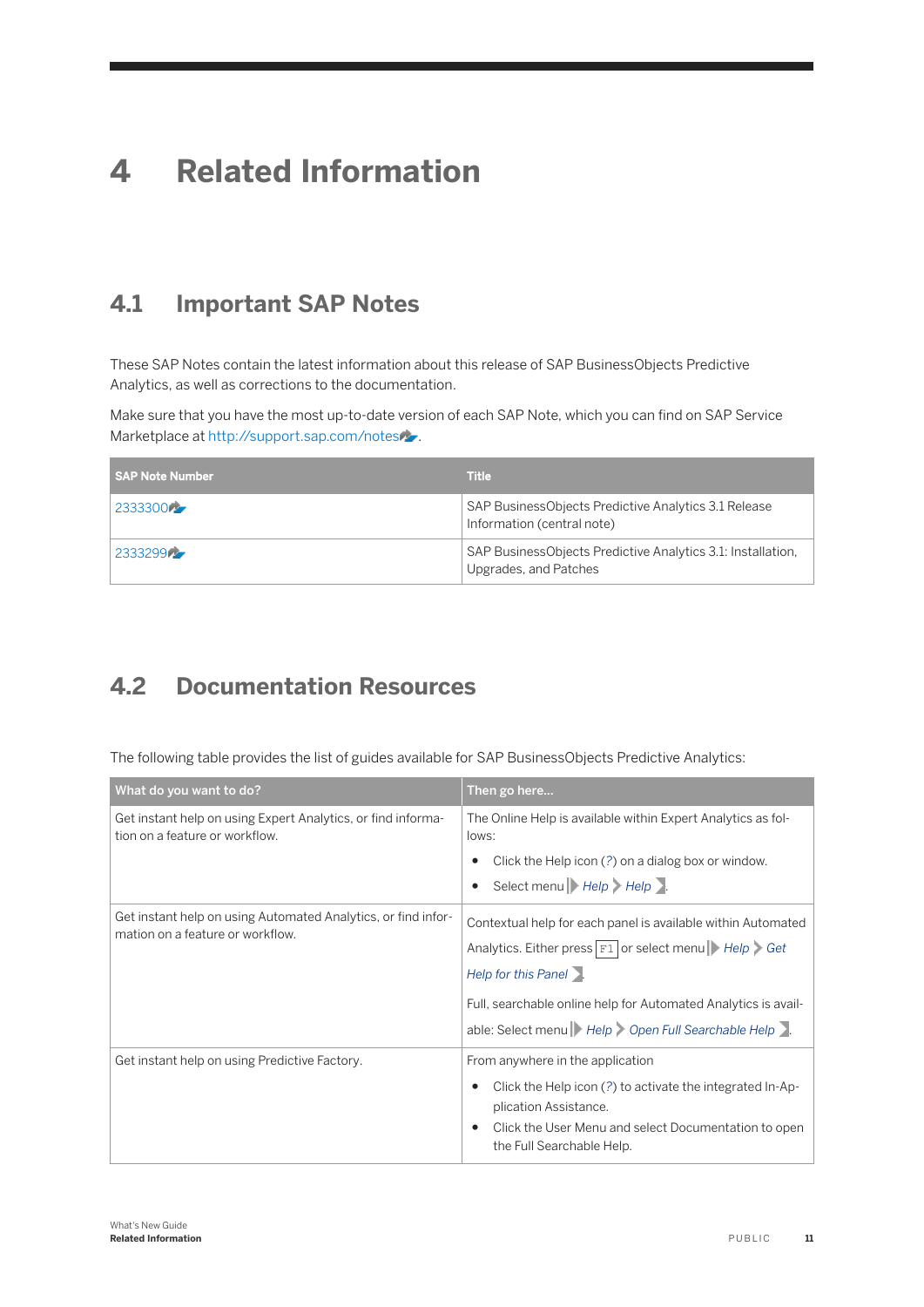# 4 Related Information

## 4.1 Important SAP Notes

These SAP Notes contain the latest information about this release of SAP BusinessObjects Predictive Analytics, as well as corrections to the documentation.

Make sure that you have the most up-to-date version of each SAP Note, which you can find on SAP Service Marketplace at http://support.sap.com/notes.

| SAP Note Number | Title |
| --- | --- |
| 2333300 | SAP BusinessObjects Predictive Analytics 3.1 Release Information (central note) |
| 2333299 | SAP BusinessObjects Predictive Analytics 3.1: Installation, Upgrades, and Patches |

## 4.2 Documentation Resources

The following table provides the list of guides available for SAP BusinessObjects Predictive Analytics:

| What do you want to do? | Then go here... |
| --- | --- |
| Get instant help on using Expert Analytics, or find information on a feature or workflow. | The Online Help is available within Expert Analytics as follows:<br>• Click the Help icon (?) on a dialog box or window.<br>• Select menu *Help* > *Help*. |
| Get instant help on using Automated Analytics, or find information on a feature or workflow. | Contextual help for each panel is available within Automated Analytics. Either press F1 or select menu *Help* > *Get Help for this Panel*.<br>Full, searchable online help for Automated Analytics is available: Select menu *Help* > *Open Full Searchable Help*. |
| Get instant help on using Predictive Factory. | From anywhere in the application<br>• Click the Help icon (?) to activate the integrated In-Application Assistance.<br>• Click the User Menu and select Documentation to open the Full Searchable Help. |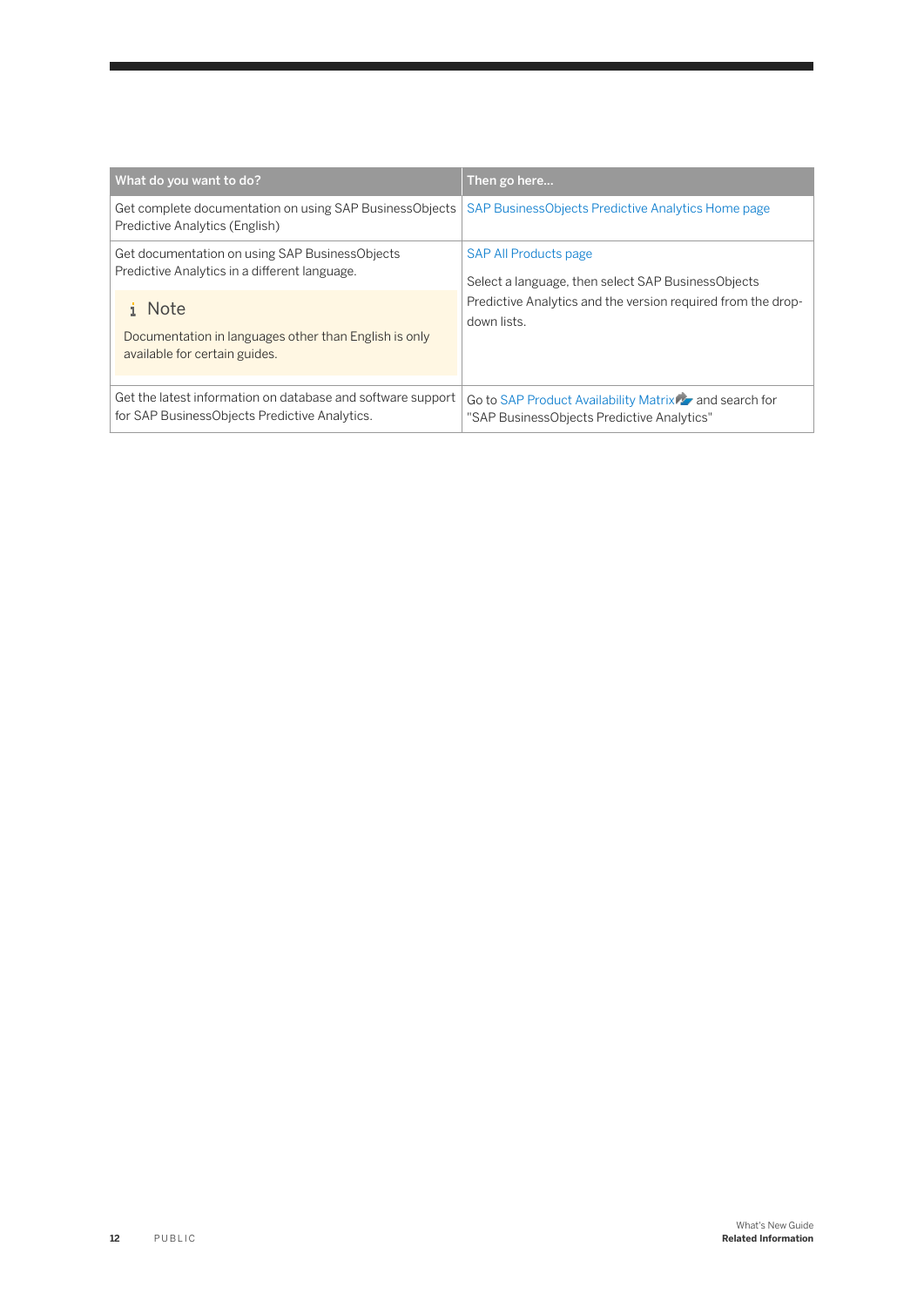| What do you want to do? | Then go here... |
|---|---|
| Get complete documentation on using SAP BusinessObjects Predictive Analytics (English) | SAP BusinessObjects Predictive Analytics Home page |
| Get documentation on using SAP BusinessObjects Predictive Analytics in a different language.<br><br>**Note**<br>Documentation in languages other than English is only available for certain guides. | SAP All Products page<br><br>Select a language, then select SAP BusinessObjects Predictive Analytics and the version required from the drop-down lists. |
| Get the latest information on database and software support for SAP BusinessObjects Predictive Analytics. | Go to SAP Product Availability Matrix and search for "SAP BusinessObjects Predictive Analytics" |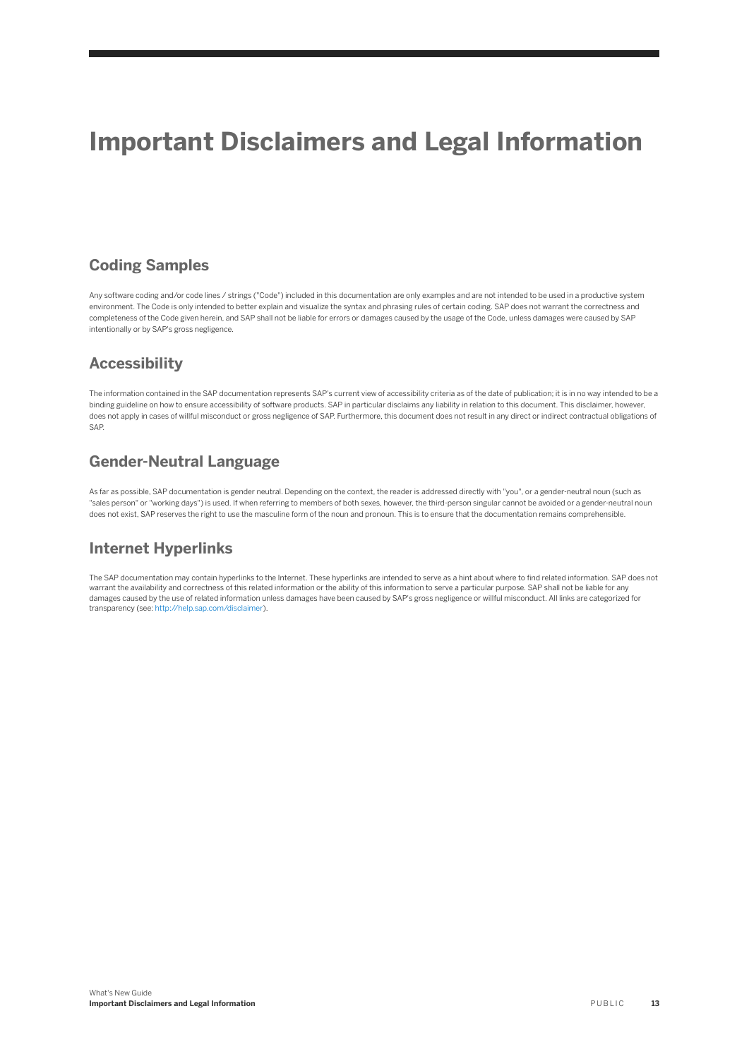# Important Disclaimers and Legal Information

## Coding Samples

Any software coding and/or code lines / strings ("Code") included in this documentation are only examples and are not intended to be used in a productive system environment. The Code is only intended to better explain and visualize the syntax and phrasing rules of certain coding. SAP does not warrant the correctness and completeness of the Code given herein, and SAP shall not be liable for errors or damages caused by the usage of the Code, unless damages were caused by SAP intentionally or by SAP's gross negligence.

## Accessibility

The information contained in the SAP documentation represents SAP's current view of accessibility criteria as of the date of publication; it is in no way intended to be a binding guideline on how to ensure accessibility of software products. SAP in particular disclaims any liability in relation to this document. This disclaimer, however, does not apply in cases of willful misconduct or gross negligence of SAP. Furthermore, this document does not result in any direct or indirect contractual obligations of SAP.

## Gender-Neutral Language

As far as possible, SAP documentation is gender neutral. Depending on the context, the reader is addressed directly with "you", or a gender-neutral noun (such as "sales person" or "working days") is used. If when referring to members of both sexes, however, the third-person singular cannot be avoided or a gender-neutral noun does not exist, SAP reserves the right to use the masculine form of the noun and pronoun. This is to ensure that the documentation remains comprehensible.

## Internet Hyperlinks

The SAP documentation may contain hyperlinks to the Internet. These hyperlinks are intended to serve as a hint about where to find related information. SAP does not warrant the availability and correctness of this related information or the ability of this information to serve a particular purpose. SAP shall not be liable for any damages caused by the use of related information unless damages have been caused by SAP's gross negligence or willful misconduct. All links are categorized for transparency (see: http://help.sap.com/disclaimer).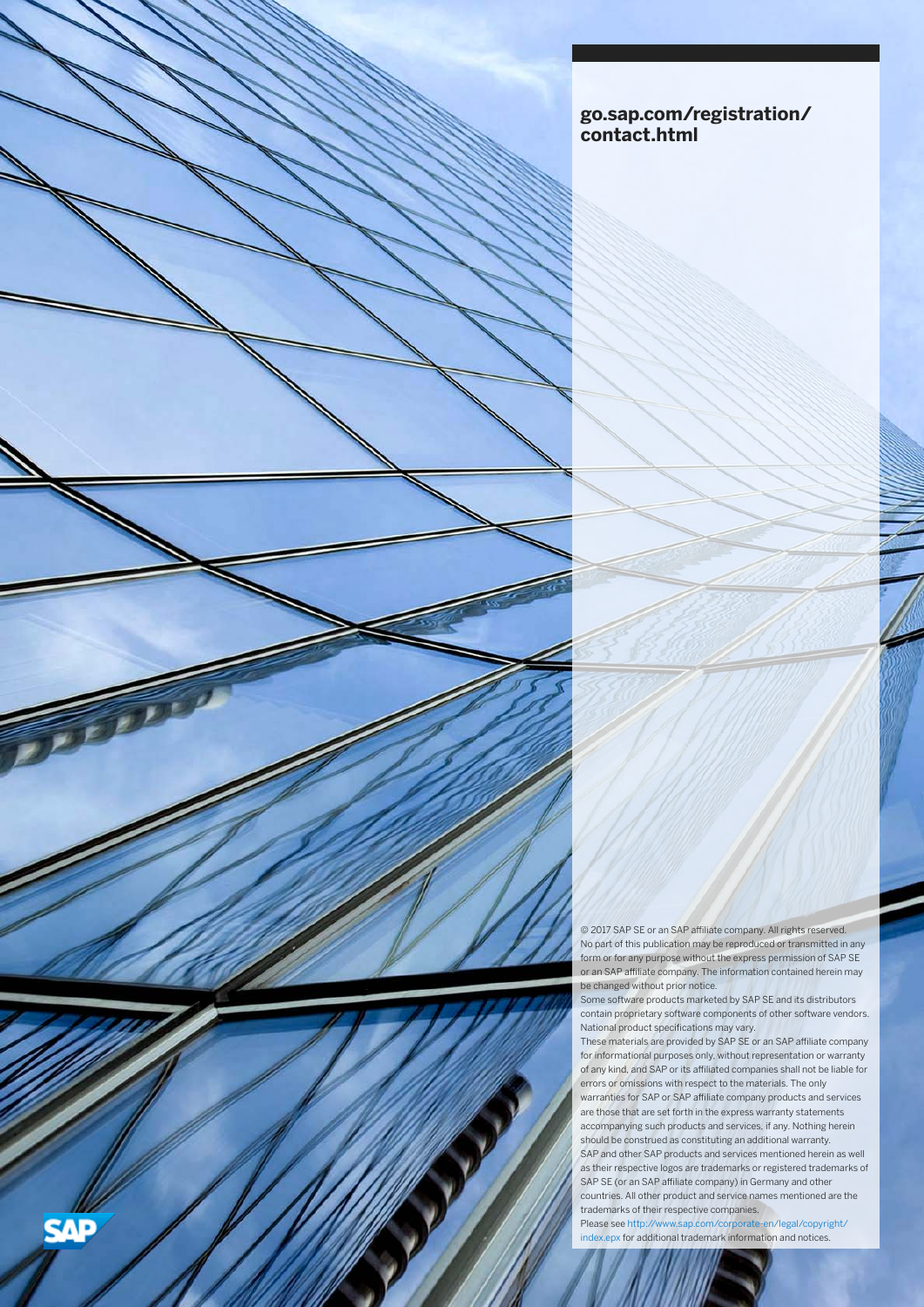**go.sap.com/registration/contact.html**

© 2017 SAP SE or an SAP affiliate company. All rights reserved.
No part of this publication may be reproduced or transmitted in any form or for any purpose without the express permission of SAP SE or an SAP affiliate company. The information contained herein may be changed without prior notice.

Some software products marketed by SAP SE and its distributors contain proprietary software components of other software vendors. National product specifications may vary.

These materials are provided by SAP SE or an SAP affiliate company for informational purposes only, without representation or warranty of any kind, and SAP or its affiliated companies shall not be liable for errors or omissions with respect to the materials. The only warranties for SAP or SAP affiliate company products and services are those that are set forth in the express warranty statements accompanying such products and services, if any. Nothing herein should be construed as constituting an additional warranty.

SAP and other SAP products and services mentioned herein as well as their respective logos are trademarks or registered trademarks of SAP SE (or an SAP affiliate company) in Germany and other countries. All other product and service names mentioned are the trademarks of their respective companies.

Please see http://www.sap.com/corporate-en/legal/copyright/index.epx for additional trademark information and notices.